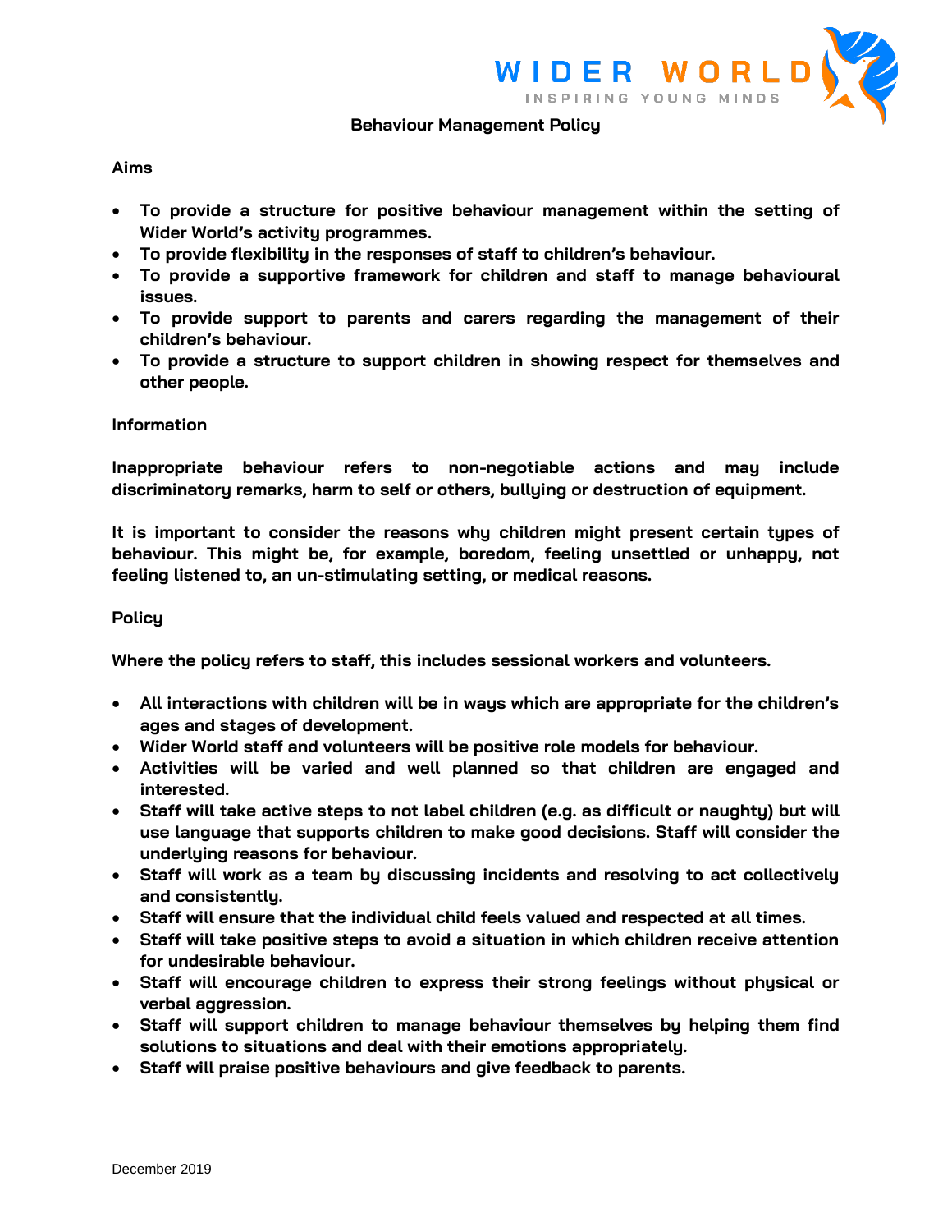# Behaviour Management Policy

## Aims

- To provide a structure for positive behaviour management within the setting of Wider World's activity programmes.
- To provide flexibility in the responses of staff to children's behaviour.
- To provide a supportive framework for children and staff to manage behavioural issues.
- To provide support to parents and carers regarding the management of their children's behaviour.
- To provide a structure to support children in showing respect for themselves and other people.

## Information

Inappropriate behaviour refers to non-negotiable actions and may include discriminatory remarks, harm to self or others, bullying or destruction of equipment.

It is important to consider the reasons why children might present certain types of behaviour. This might be, for example, boredom, feeling unsettled or unhappy, not feeling listened to, an un-stimulating setting, or medical reasons.

## Policy

Where the policy refers to staff, this includes sessional workers and volunteers.

- All interactions with children will be in ways which are appropriate for the children's ages and stages of development.
- Wider World staff and volunteers will be positive role models for behaviour.
- Activities will be varied and well planned so that children are engaged and interested.
- Staff will take active steps to not label children (e.g. as difficult or naughty) but will use language that supports children to make good decisions. Staff will consider the underlying reasons for behaviour.
- Staff will work as a team by discussing incidents and resolving to act collectively and consistently.
- Staff will ensure that the individual child feels valued and respected at all times.
- Staff will take positive steps to avoid a situation in which children receive attention for undesirable behaviour.
- Staff will encourage children to express their strong feelings without physical or verbal aggression.
- Staff will support children to manage behaviour themselves by helping them find solutions to situations and deal with their emotions appropriately.
- Staff will praise positive behaviours and give feedback to parents.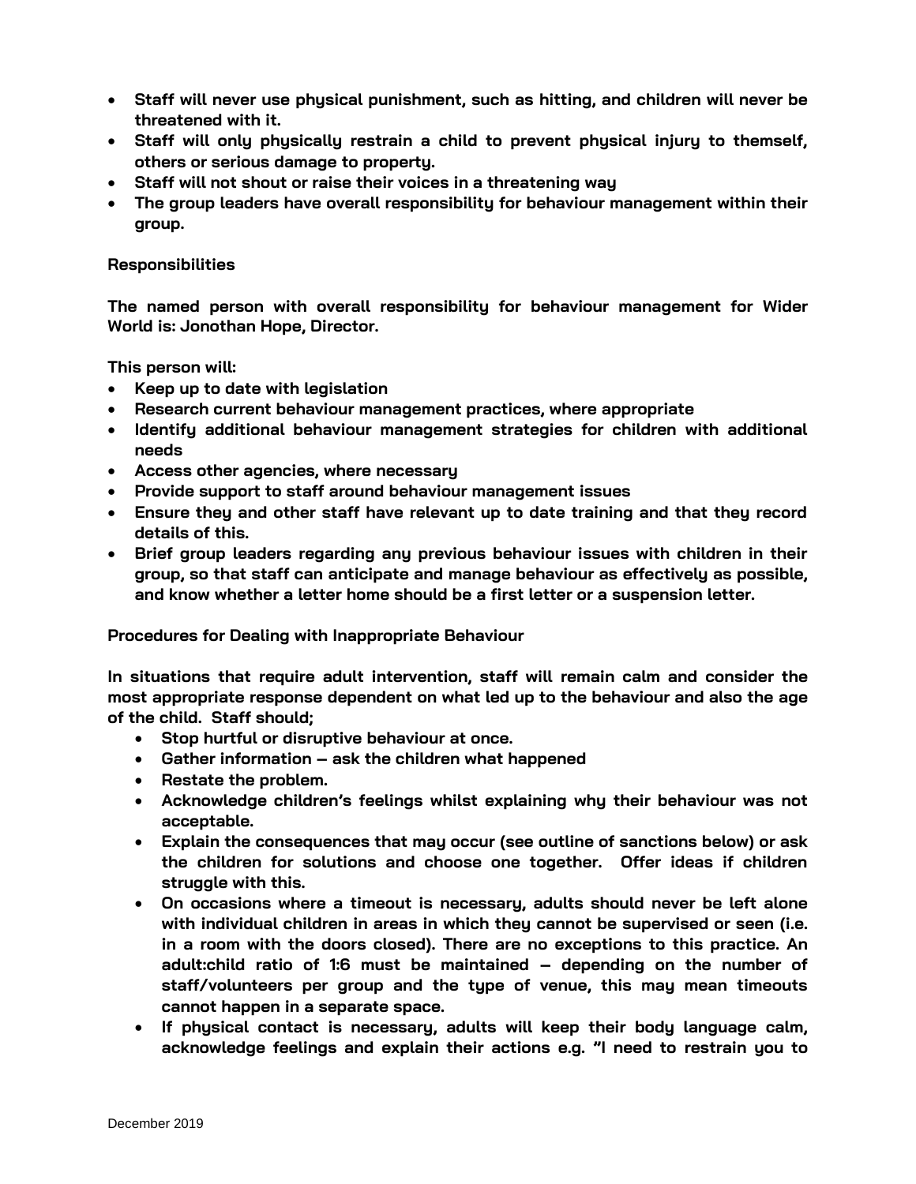- Staff will never use physical punishment, such as hitting, and children will never be threatened with it.
- Staff will only physically restrain a child to prevent physical injury to themself, others or serious damage to property.
- Staff will not shout or raise their voices in a threatening way
- The group leaders have overall responsibility for behaviour management within their group.

**Responsibilities**

The named person with overall responsibility for behaviour management for Wider World is: Jonothan Hope, Director.

This person will:

- Keep up to date with legislation
- Research current behaviour management practices, where appropriate
- Identify additional behaviour management strategies for children with additional needs
- Access other agencies, where necessary
- Provide support to staff around behaviour management issues
- Ensure they and other staff have relevant up to date training and that they record details of this.
- Brief group leaders regarding any previous behaviour issues with children in their group, so that staff can anticipate and manage behaviour as effectively as possible, and know whether a letter home should be a first letter or a suspension letter.

**Procedures for Dealing with Inappropriate Behaviour**

In situations that require adult intervention, staff will remain calm and consider the most appropriate response dependent on what led up to the behaviour and also the age of the child. Staff should;

- Stop hurtful or disruptive behaviour at once.
- Gather information – ask the children what happened
- Restate the problem.
- Acknowledge children's feelings whilst explaining why their behaviour was not acceptable.
- Explain the consequences that may occur (see outline of sanctions below) or ask the children for solutions and choose one together. Offer ideas if children struggle with this.
- On occasions where a timeout is necessary, adults should never be left alone with individual children in areas in which they cannot be supervised or seen (i.e. in a room with the doors closed). There are no exceptions to this practice. An adult:child ratio of 1:6 must be maintained – depending on the number of staff/volunteers per group and the type of venue, this may mean timeouts cannot happen in a separate space.
- If physical contact is necessary, adults will keep their body language calm, acknowledge feelings and explain their actions e.g. "I need to restrain you to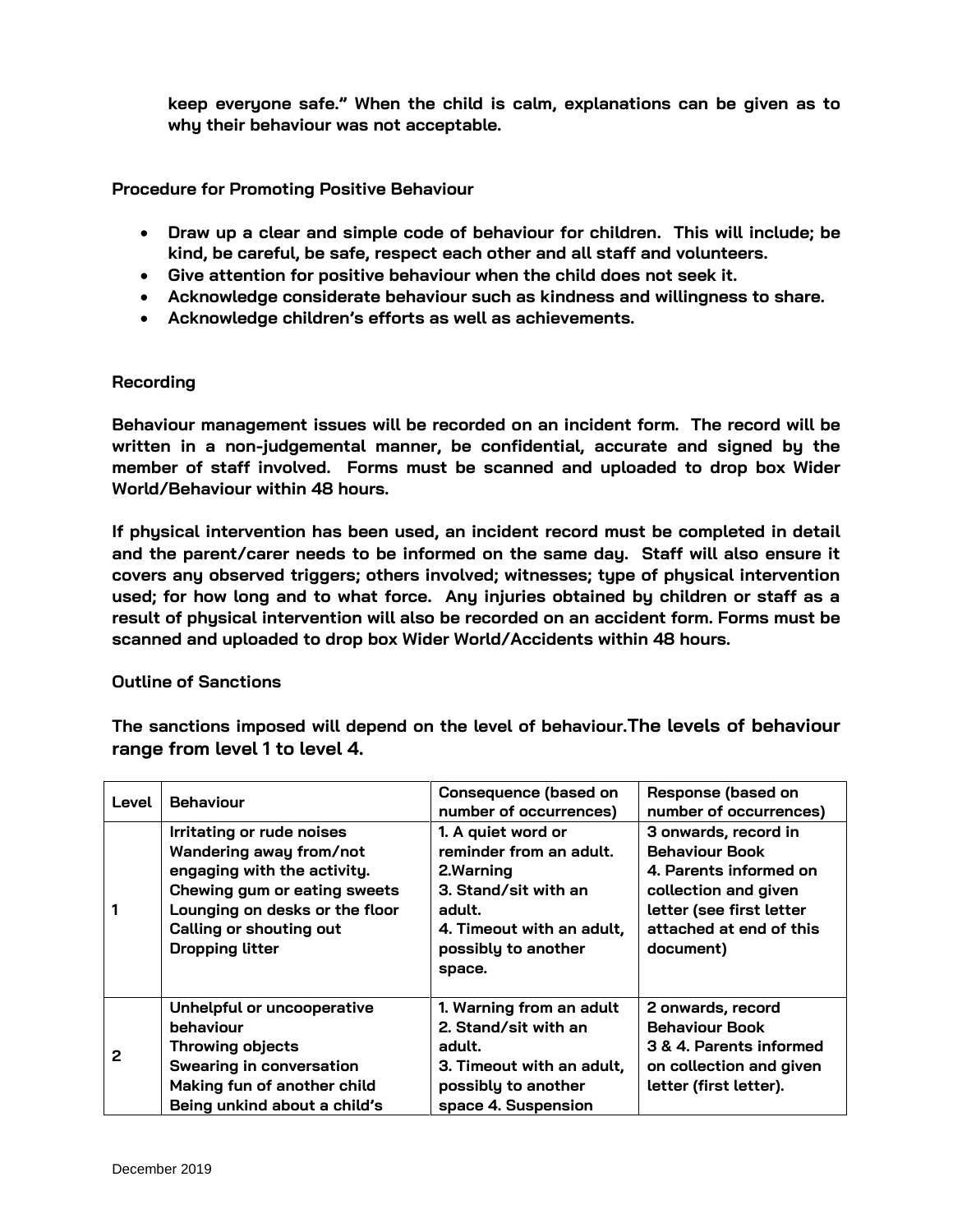**keep everyone safe." When the child is calm, explanations can be given as to why their behaviour was not acceptable.**

**Procedure for Promoting Positive Behaviour**

- **Draw up a clear and simple code of behaviour for children. This will include; be kind, be careful, be safe, respect each other and all staff and volunteers.**
- **Give attention for positive behaviour when the child does not seek it.**
- **Acknowledge considerate behaviour such as kindness and willingness to share.**
- **Acknowledge children's efforts as well as achievements.**

**Recording**

**Behaviour management issues will be recorded on an incident form. The record will be written in a non-judgemental manner, be confidential, accurate and signed by the member of staff involved. Forms must be scanned and uploaded to drop box Wider World/Behaviour within 48 hours.**

**If physical intervention has been used, an incident record must be completed in detail and the parent/carer needs to be informed on the same day. Staff will also ensure it covers any observed triggers; others involved; witnesses; type of physical intervention used; for how long and to what force. Any injuries obtained by children or staff as a result of physical intervention will also be recorded on an accident form. Forms must be scanned and uploaded to drop box Wider World/Accidents within 48 hours.**

**Outline of Sanctions**

**The sanctions imposed will depend on the level of behaviour. The levels of behaviour range from level 1 to level 4.**

| Level | Behaviour | Consequence (based on number of occurrences) | Response (based on number of occurrences) |
|---|---|---|---|
| 1 | Irritating or rude noises<br>Wandering away from/not engaging with the activity.<br>Chewing gum or eating sweets<br>Lounging on desks or the floor<br>Calling or shouting out<br>Dropping litter | 1. A quiet word or reminder from an adult.<br>2.Warning<br>3. Stand/sit with an adult.<br>4. Timeout with an adult, possibly to another space. | 3 onwards, record in Behaviour Book<br>4. Parents informed on collection and given letter (see first letter attached at end of this document) |
| 2 | Unhelpful or uncooperative behaviour<br>Throwing objects<br>Swearing in conversation<br>Making fun of another child<br>Being unkind about a child's | 1. Warning from an adult<br>2. Stand/sit with an adult.<br>3. Timeout with an adult, possibly to another space 4. Suspension | 2 onwards, record Behaviour Book<br>3 & 4. Parents informed on collection and given letter (first letter). |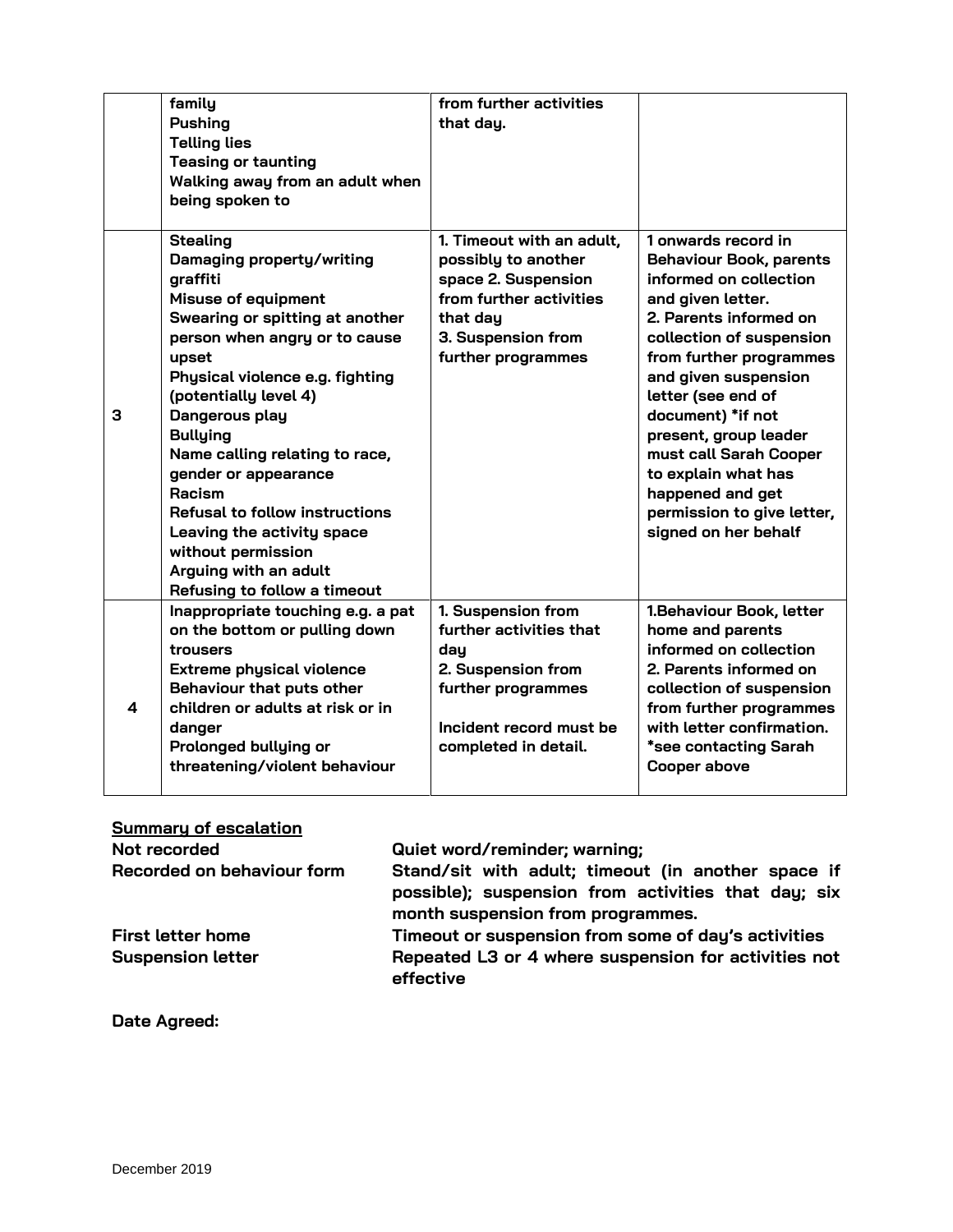| | | | |
|---|---|---|---|
| | **family**<br>**Pushing**<br>**Telling lies**<br>**Teasing or taunting**<br>**Walking away from an adult when being spoken to** | **from further activities that day.** | |
| **3** | **Stealing**<br>**Damaging property/writing graffiti**<br>**Misuse of equipment**<br>**Swearing or spitting at another person when angry or to cause upset**<br>**Physical violence e.g. fighting (potentially level 4)**<br>**Dangerous play**<br>**Bullying**<br>**Name calling relating to race, gender or appearance**<br>**Racism**<br>**Refusal to follow instructions**<br>**Leaving the activity space without permission**<br>**Arguing with an adult**<br>**Refusing to follow a timeout** | **1. Timeout with an adult, possibly to another space 2. Suspension from further activities that day**<br>**3. Suspension from further programmes** | **1 onwards record in Behaviour Book, parents informed on collection and given letter.**<br>**2. Parents informed on collection of suspension from further programmes and given suspension letter (see end of document) *if not present, group leader must call Sarah Cooper to explain what has happened and get permission to give letter, signed on her behalf** |
| **4** | **Inappropriate touching e.g. a pat on the bottom or pulling down trousers**<br>**Extreme physical violence**<br>**Behaviour that puts other children or adults at risk or in danger**<br>**Prolonged bullying or threatening/violent behaviour** | **1. Suspension from further activities that day**<br>**2. Suspension from further programmes**<br><br>**Incident record must be completed in detail.** | **1.Behaviour Book, letter home and parents informed on collection**<br>**2. Parents informed on collection of suspension from further programmes with letter confirmation.**<br>***see contacting Sarah Cooper above** |

**<u>Summary of escalation</u>**

| | |
|---|---|
| **Not recorded** | **Quiet word/reminder; warning;** |
| **Recorded on behaviour form** | **Stand/sit with adult; timeout (in another space if possible); suspension from activities that day; six month suspension from programmes.** |
| **First letter home** | **Timeout or suspension from some of day's activities** |
| **Suspension letter** | **Repeated L3 or 4 where suspension for activities not effective** |

**Date Agreed:**

December 2019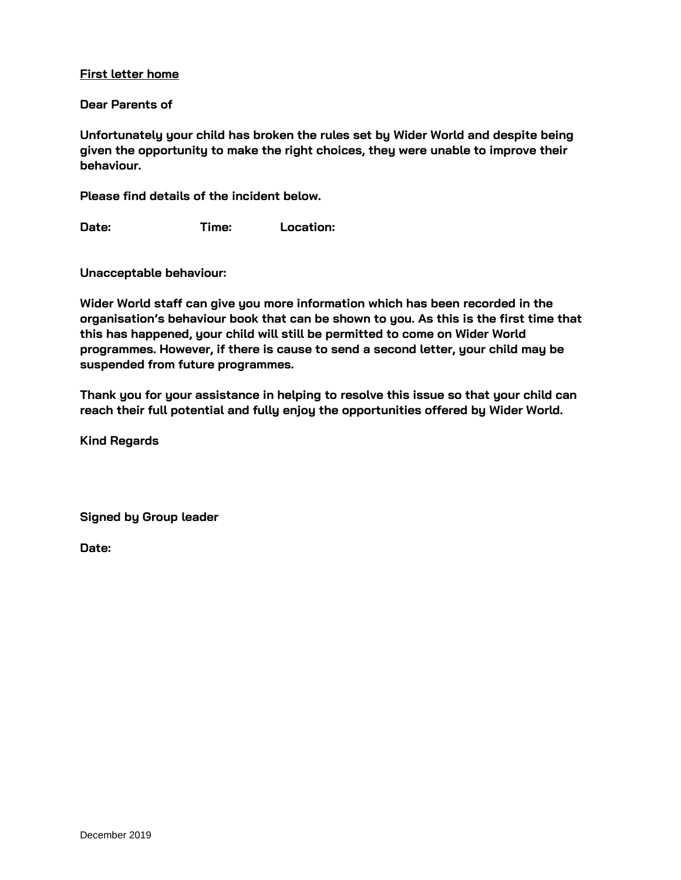**First letter home**

**Dear Parents of**

**Unfortunately your child has broken the rules set by Wider World and despite being given the opportunity to make the right choices, they were unable to improve their behaviour.**

**Please find details of the incident below.**

**Date: Time: Location:**

**Unacceptable behaviour:**

**Wider World staff can give you more information which has been recorded in the organisation's behaviour book that can be shown to you. As this is the first time that this has happened, your child will still be permitted to come on Wider World programmes. However, if there is cause to send a second letter, your child may be suspended from future programmes.**

**Thank you for your assistance in helping to resolve this issue so that your child can reach their full potential and fully enjoy the opportunities offered by Wider World.**

**Kind Regards**

**Signed by Group leader**

**Date:**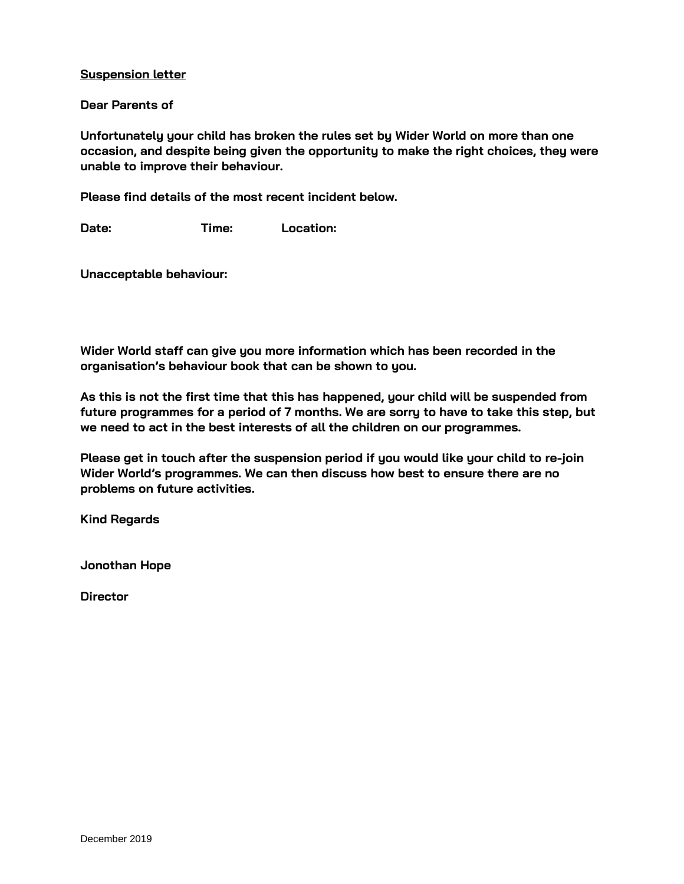**<u>Suspension letter</u>**

**Dear Parents of**

**Unfortunately your child has broken the rules set by Wider World on more than one occasion, and despite being given the opportunity to make the right choices, they were unable to improve their behaviour.**

**Please find details of the most recent incident below.**

**Date:** **Time:** **Location:**

**Unacceptable behaviour:**

**Wider World staff can give you more information which has been recorded in the organisation's behaviour book that can be shown to you.**

**As this is not the first time that this has happened, your child will be suspended from future programmes for a period of 7 months. We are sorry to have to take this step, but we need to act in the best interests of all the children on our programmes.**

**Please get in touch after the suspension period if you would like your child to re-join Wider World's programmes. We can then discuss how best to ensure there are no problems on future activities.**

**Kind Regards**

**Jonothan Hope**

**Director**